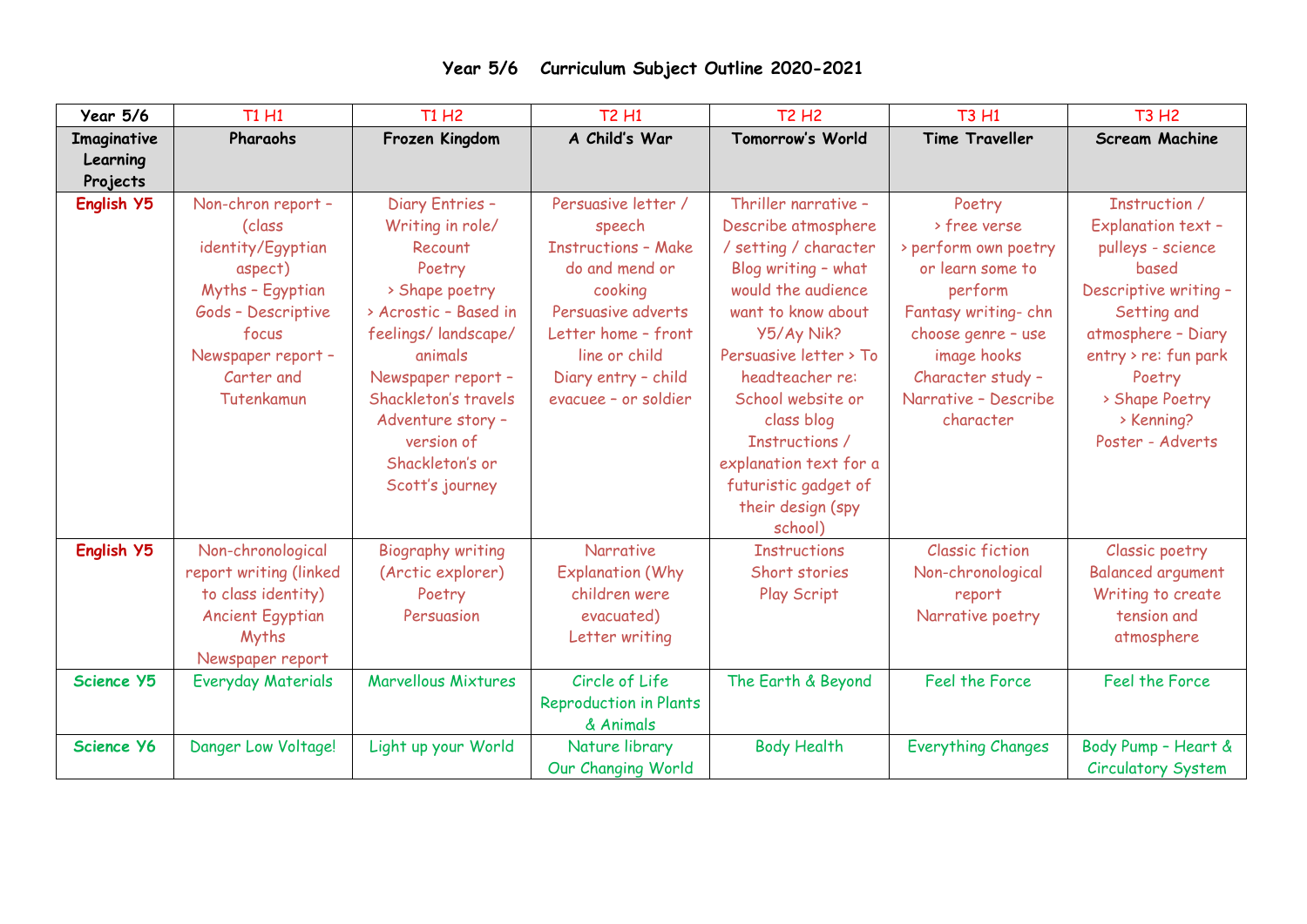# Year 5/6 Curriculum Subject Outline 2020-2021

| Year 5/6 | T1 H1 | T1 H2 | T2 H1 | T2 H2 | T3 H1 | T3 H2 |
|---|---|---|---|---|---|---|
| **Imaginative Learning Projects** | **Pharaohs** | **Frozen Kingdom** | **A Child's War** | **Tomorrow's World** | **Time Traveller** | **Scream Machine** |
| **English Y5** | Non-chron report – (class identity/Egyptian aspect)<br>Myths – Egyptian Gods – Descriptive focus<br>Newspaper report – Carter and Tutenkamun | Diary Entries – Writing in role/ Recount<br>Poetry<br>> Shape poetry<br>> Acrostic – Based in feelings/ landscape/ animals<br>Newspaper report – Shackleton's travels<br>Adventure story – version of Shackleton's or Scott's journey | Persuasive letter / speech<br>Instructions – Make do and mend or cooking<br>Persuasive adverts<br>Letter home – front line or child<br>Diary entry – child evacuee – or soldier | Thriller narrative – Describe atmosphere / setting / character<br>Blog writing – what would the audience want to know about Y5/Ay Nik?<br>Persuasive letter > To headteacher re: School website or class blog<br>Instructions / explanation text for a futuristic gadget of their design (spy school) | Poetry<br>> free verse<br>> perform own poetry or learn some to perform<br>Fantasy writing- chn choose genre – use image hooks<br>Character study – Narrative – Describe character | Instruction / Explanation text – pulleys - science based<br>Descriptive writing – Setting and atmosphere – Diary entry > re: fun park<br>Poetry<br>> Shape Poetry<br>> Kenning?<br>Poster - Adverts |
| **English Y5** | Non-chronological report writing (linked to class identity)<br>Ancient Egyptian Myths<br>Newspaper report | Biography writing (Arctic explorer)<br>Poetry<br>Persuasion | Narrative<br>Explanation (Why children were evacuated)<br>Letter writing | Instructions<br>Short stories<br>Play Script | Classic fiction<br>Non-chronological report<br>Narrative poetry | Classic poetry<br>Balanced argument<br>Writing to create tension and atmosphere |
| **Science Y5** | Everyday Materials | Marvellous Mixtures | Circle of Life<br>Reproduction in Plants & Animals | The Earth & Beyond | Feel the Force | Feel the Force |
| **Science Y6** | Danger Low Voltage! | Light up your World | Nature library<br>Our Changing World | Body Health | Everything Changes | Body Pump – Heart & Circulatory System |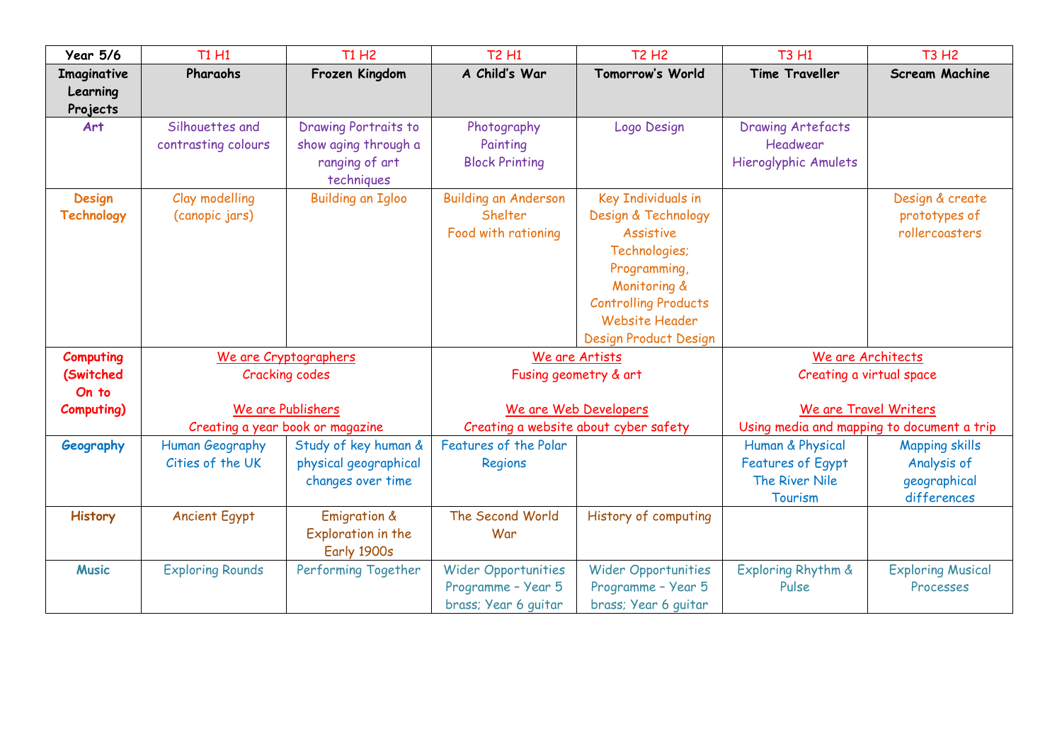| Year 5/6 | T1 H1 | T1 H2 | T2 H1 | T2 H2 | T3 H1 | T3 H2 |
|---|---|---|---|---|---|---|
| **Imaginative Learning Projects** | **Pharaohs** | **Frozen Kingdom** | **A Child's War** | **Tomorrow's World** | **Time Traveller** | **Scream Machine** |
| **Art** | Silhouettes and contrasting colours | Drawing Portraits to show aging through a ranging of art techniques | Photography<br>Painting<br>Block Printing | Logo Design | Drawing Artefacts<br>Headwear<br>Hieroglyphic Amulets | |
| **Design Technology** | Clay modelling (canopic jars) | Building an Igloo | Building an Anderson Shelter<br>Food with rationing | Key Individuals in Design & Technology<br>Assistive Technologies;<br>Programming, Monitoring & Controlling Products<br>Website Header Design Product Design | | Design & create prototypes of rollercoasters |
| **Computing (Switched On to Computing)** | We are Cryptographers<br>Cracking codes<br><br>We are Publishers<br>Creating a year book or magazine | | We are Artists<br>Fusing geometry & art<br><br>We are Web Developers<br>Creating a website about cyber safety | | We are Architects<br>Creating a virtual space<br><br>We are Travel Writers<br>Using media and mapping to document a trip | |
| **Geography** | Human Geography<br>Cities of the UK | Study of key human & physical geographical changes over time | Features of the Polar Regions | | Human & Physical Features of Egypt<br>The River Nile<br>Tourism | Mapping skills<br>Analysis of geographical differences |
| **History** | Ancient Egypt | Emigration & Exploration in the Early 1900s | The Second World War | History of computing | | |
| **Music** | Exploring Rounds | Performing Together | Wider Opportunities Programme – Year 5 brass; Year 6 guitar | Wider Opportunities Programme – Year 5 brass; Year 6 guitar | Exploring Rhythm & Pulse | Exploring Musical Processes |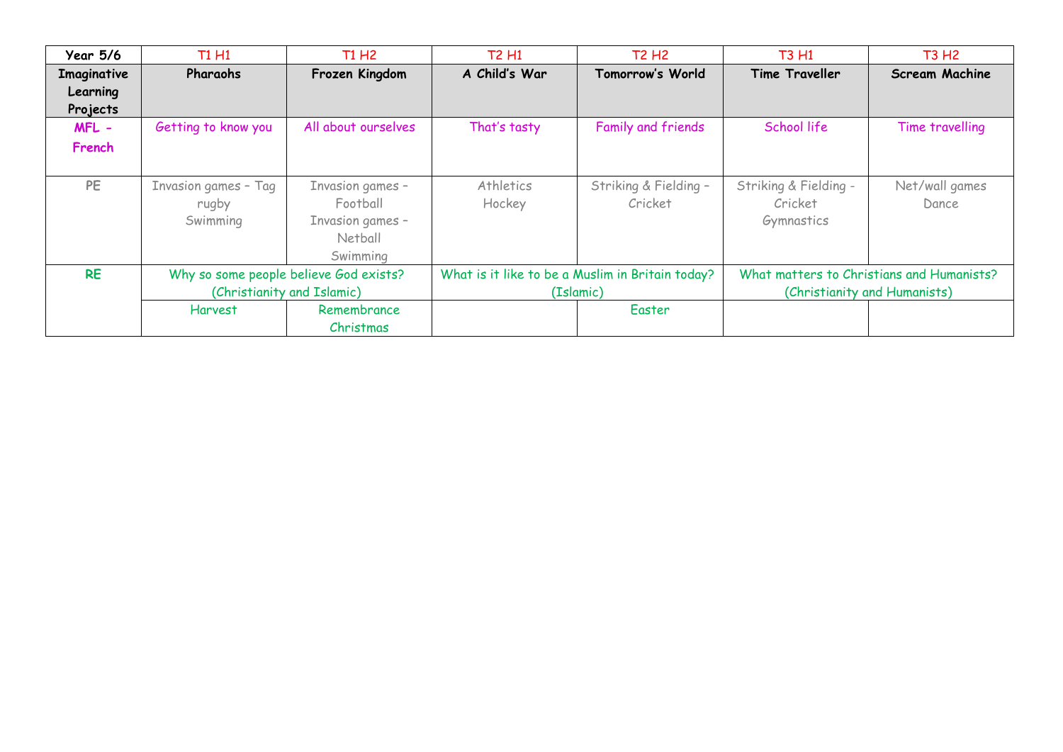| Year 5/6 | T1 H1 | T1 H2 | T2 H1 | T2 H2 | T3 H1 | T3 H2 |
|---|---|---|---|---|---|---|
| **Imaginative Learning Projects** | **Pharaohs** | **Frozen Kingdom** | **A Child's War** | **Tomorrow's World** | **Time Traveller** | **Scream Machine** |
| **MFL - French** | Getting to know you | All about ourselves | That's tasty | Family and friends | School life | Time travelling |
| **PE** | Invasion games – Tag rugby<br>Swimming | Invasion games – Football<br>Invasion games – Netball<br>Swimming | Athletics<br>Hockey | Striking & Fielding – Cricket | Striking & Fielding - Cricket<br>Gymnastics | Net/wall games<br>Dance |
| **RE** | Why so some people believe God exists? (Christianity and Islamic) | | What is it like to be a Muslim in Britain today? (Islamic) | | What matters to Christians and Humanists? (Christianity and Humanists) | |
| | Harvest | Remembrance<br>Christmas | | Easter | | |